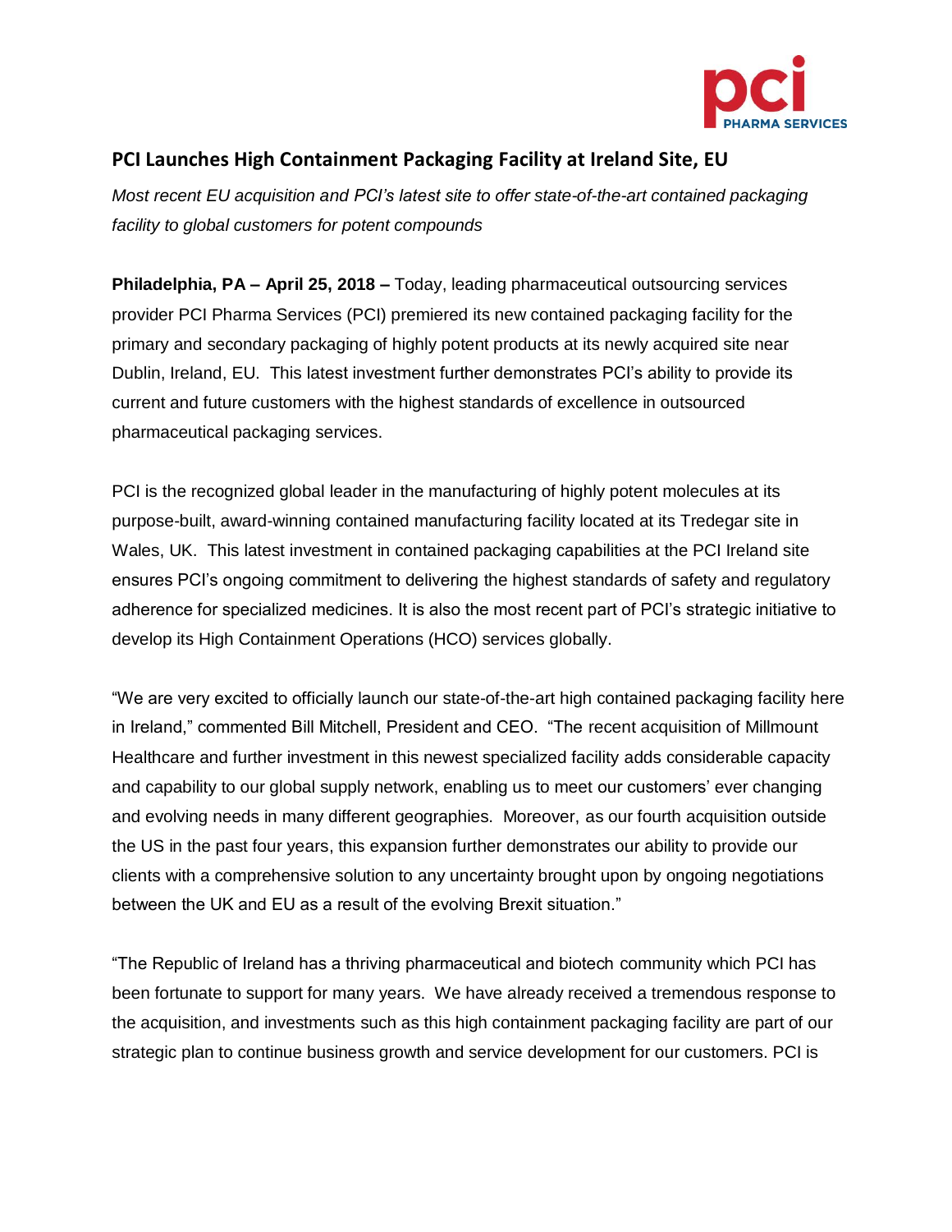## PCI Launches High Containment Packaging Facility at Ireland Site, EU

*Most recent EU acquisition and PCI's latest site to offer state-of-the-art contained packaging facility to global customers for potent compounds*

**Philadelphia, PA – April 25, 2018 –** Today, leading pharmaceutical outsourcing services provider PCI Pharma Services (PCI) premiered its new contained packaging facility for the primary and secondary packaging of highly potent products at its newly acquired site near Dublin, Ireland, EU. This latest investment further demonstrates PCI's ability to provide its current and future customers with the highest standards of excellence in outsourced pharmaceutical packaging services.

PCI is the recognized global leader in the manufacturing of highly potent molecules at its purpose-built, award-winning contained manufacturing facility located at its Tredegar site in Wales, UK. This latest investment in contained packaging capabilities at the PCI Ireland site ensures PCI's ongoing commitment to delivering the highest standards of safety and regulatory adherence for specialized medicines. It is also the most recent part of PCI's strategic initiative to develop its High Containment Operations (HCO) services globally.

"We are very excited to officially launch our state-of-the-art high contained packaging facility here in Ireland," commented Bill Mitchell, President and CEO. "The recent acquisition of Millmount Healthcare and further investment in this newest specialized facility adds considerable capacity and capability to our global supply network, enabling us to meet our customers' ever changing and evolving needs in many different geographies. Moreover, as our fourth acquisition outside the US in the past four years, this expansion further demonstrates our ability to provide our clients with a comprehensive solution to any uncertainty brought upon by ongoing negotiations between the UK and EU as a result of the evolving Brexit situation."

"The Republic of Ireland has a thriving pharmaceutical and biotech community which PCI has been fortunate to support for many years. We have already received a tremendous response to the acquisition, and investments such as this high containment packaging facility are part of our strategic plan to continue business growth and service development for our customers. PCI is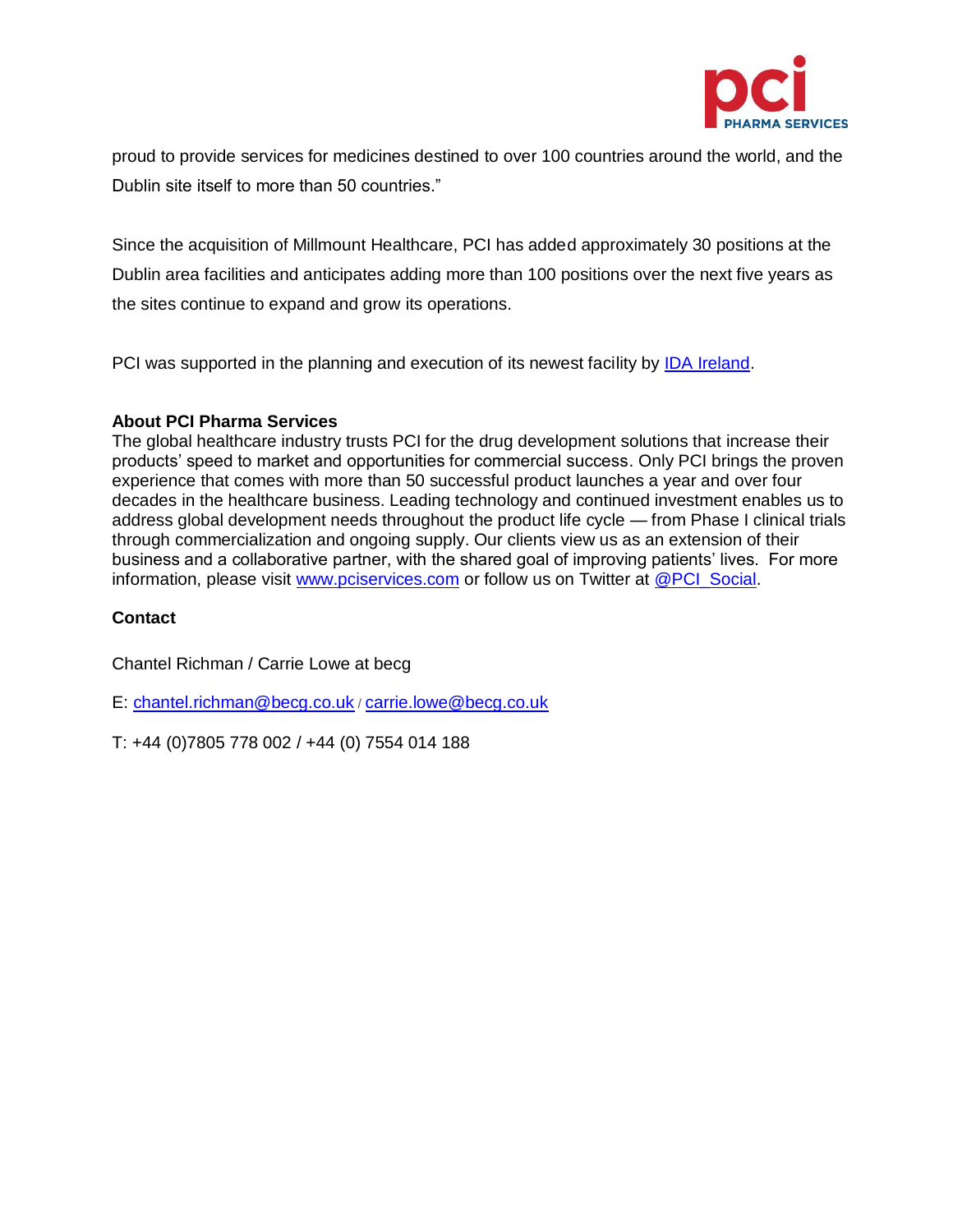proud to provide services for medicines destined to over 100 countries around the world, and the Dublin site itself to more than 50 countries."

Since the acquisition of Millmount Healthcare, PCI has added approximately 30 positions at the Dublin area facilities and anticipates adding more than 100 positions over the next five years as the sites continue to expand and grow its operations.

PCI was supported in the planning and execution of its newest facility by IDA Ireland.

**About PCI Pharma Services**
The global healthcare industry trusts PCI for the drug development solutions that increase their products' speed to market and opportunities for commercial success. Only PCI brings the proven experience that comes with more than 50 successful product launches a year and over four decades in the healthcare business. Leading technology and continued investment enables us to address global development needs throughout the product life cycle — from Phase I clinical trials through commercialization and ongoing supply. Our clients view us as an extension of their business and a collaborative partner, with the shared goal of improving patients' lives. For more information, please visit www.pciservices.com or follow us on Twitter at @PCI_Social.

**Contact**

Chantel Richman / Carrie Lowe at becg

E: chantel.richman@becg.co.uk / carrie.lowe@becg.co.uk

T: +44 (0)7805 778 002 / +44 (0) 7554 014 188